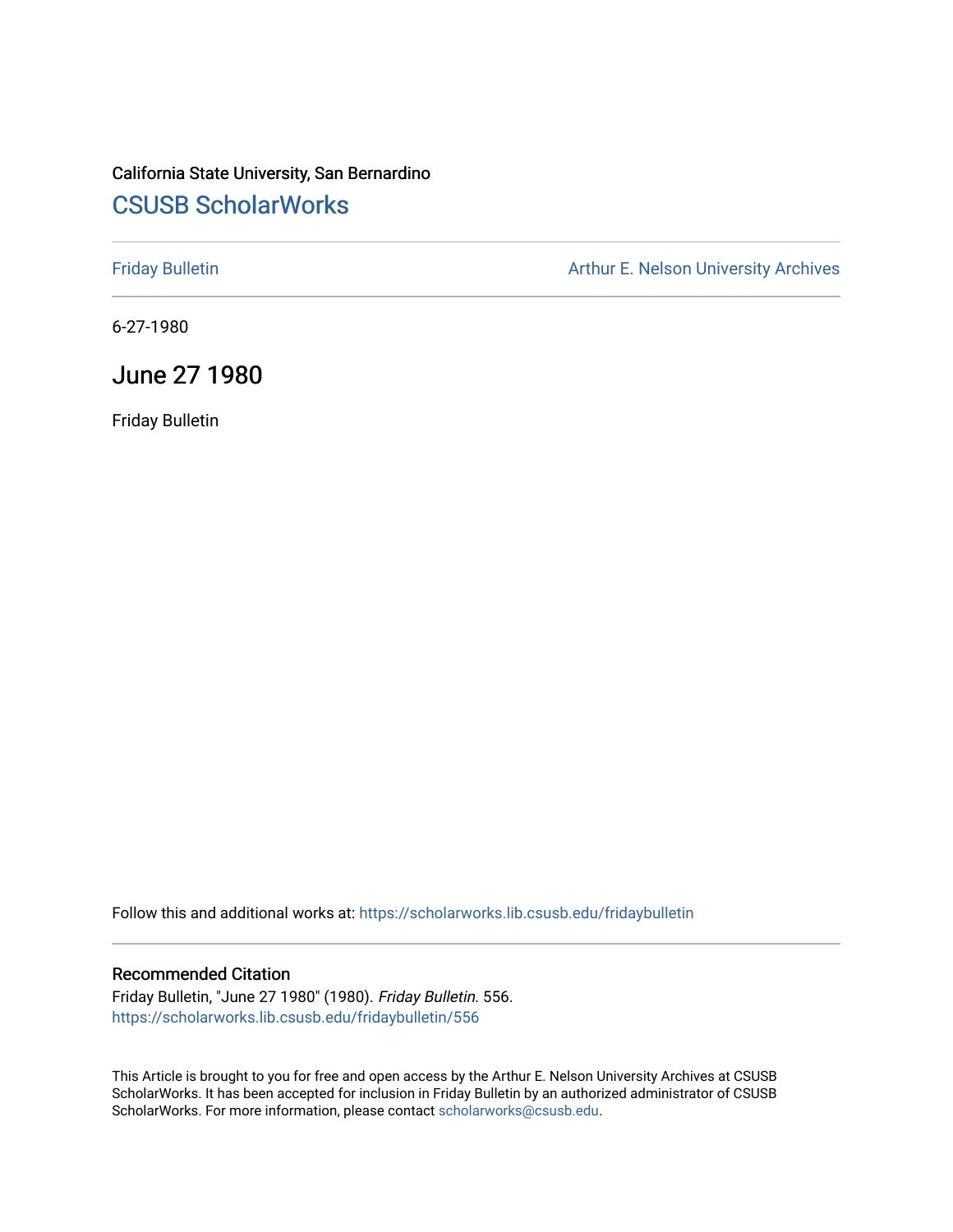California State University, San Bernardino

# CSUSB ScholarWorks

Friday Bulletin

Arthur E. Nelson University Archives

6-27-1980

## June 27 1980

Friday Bulletin

Follow this and additional works at: https://scholarworks.lib.csusb.edu/fridaybulletin

### Recommended Citation

Friday Bulletin, "June 27 1980" (1980). *Friday Bulletin*. 556.
https://scholarworks.lib.csusb.edu/fridaybulletin/556

This Article is brought to you for free and open access by the Arthur E. Nelson University Archives at CSUSB ScholarWorks. It has been accepted for inclusion in Friday Bulletin by an authorized administrator of CSUSB ScholarWorks. For more information, please contact scholarworks@csusb.edu.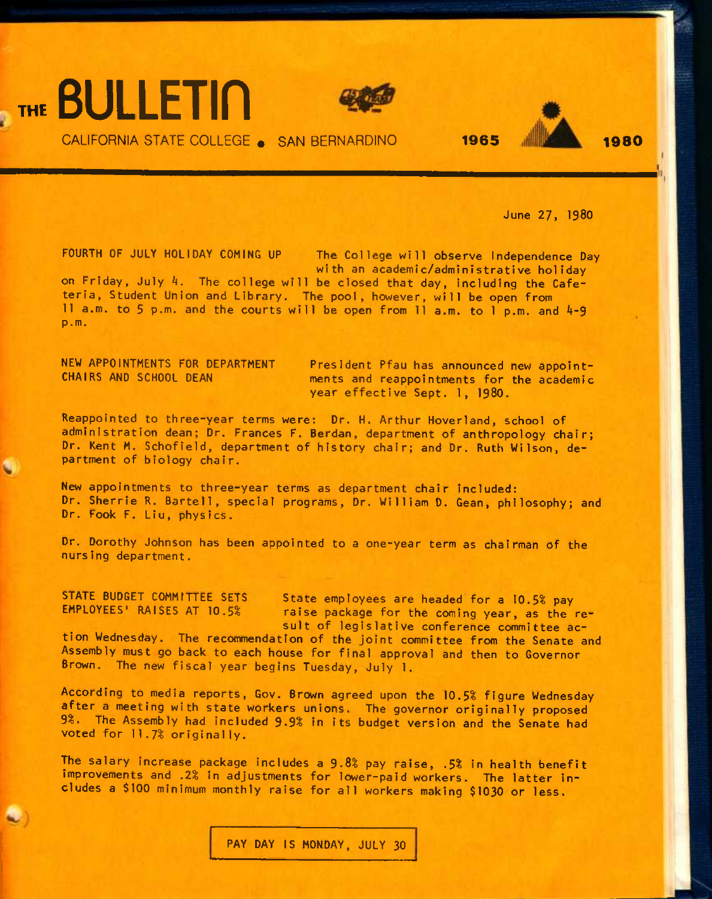# THE BULLETIN

CALIFORNIA STATE COLLEGE • SAN BERNARDINO 1965 1980

June 27, 1980

**FOURTH OF JULY HOLIDAY COMING UP** The College will observe Independence Day with an academic/administrative holiday on Friday, July 4. The college will be closed that day, including the Cafeteria, Student Union and Library. The pool, however, will be open from 11 a.m. to 5 p.m. and the courts will be open from 11 a.m. to 1 p.m. and 4-9 p.m.

**NEW APPOINTMENTS FOR DEPARTMENT CHAIRS AND SCHOOL DEAN** President Pfau has announced new appointments and reappointments for the academic year effective Sept. 1, 1980.

Reappointed to three-year terms were: Dr. H. Arthur Hoverland, school of administration dean; Dr. Frances F. Berdan, department of anthropology chair; Dr. Kent M. Schofield, department of history chair; and Dr. Ruth Wilson, department of biology chair.

New appointments to three-year terms as department chair included: Dr. Sherrie R. Bartell, special programs, Dr. William D. Gean, philosophy; and Dr. Fook F. Liu, physics.

Dr. Dorothy Johnson has been appointed to a one-year term as chairman of the nursing department.

**STATE BUDGET COMMITTEE SETS EMPLOYEES' RAISES AT 10.5%** State employees are headed for a 10.5% pay raise package for the coming year, as the result of legislative conference committee action Wednesday. The recommendation of the joint committee from the Senate and Assembly must go back to each house for final approval and then to Governor Brown. The new fiscal year begins Tuesday, July 1.

According to media reports, Gov. Brown agreed upon the 10.5% figure Wednesday after a meeting with state workers unions. The governor originally proposed 9%. The Assembly had included 9.9% in its budget version and the Senate had voted for 11.7% originally.

The salary increase package includes a 9.8% pay raise, .5% in health benefit improvements and .2% in adjustments for lower-paid workers. The latter includes a $100 minimum monthly raise for all workers making $1030 or less.

PAY DAY IS MONDAY, JULY 30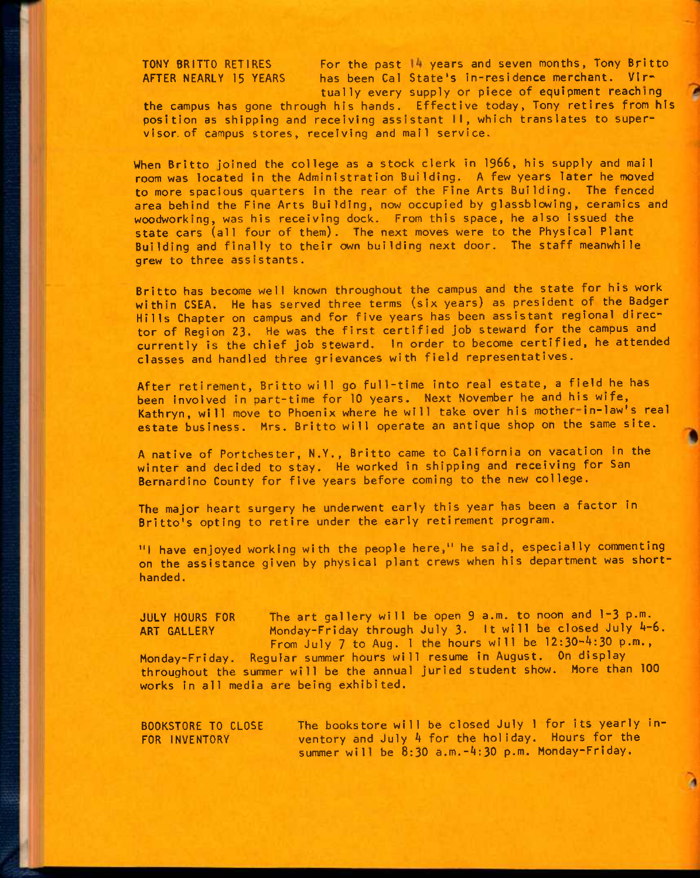## TONY BRITTO RETIRES AFTER NEARLY 15 YEARS

For the past 14 years and seven months, Tony Britto has been Cal State's in-residence merchant. Virtually every supply or piece of equipment reaching the campus has gone through his hands. Effective today, Tony retires from his position as shipping and receiving assistant II, which translates to supervisor of campus stores, receiving and mail service.

When Britto joined the college as a stock clerk in 1966, his supply and mail room was located in the Administration Building. A few years later he moved to more spacious quarters in the rear of the Fine Arts Building. The fenced area behind the Fine Arts Building, now occupied by glassblowing, ceramics and woodworking, was his receiving dock. From this space, he also issued the state cars (all four of them). The next moves were to the Physical Plant Building and finally to their own building next door. The staff meanwhile grew to three assistants.

Britto has become well known throughout the campus and the state for his work within CSEA. He has served three terms (six years) as president of the Badger Hills Chapter on campus and for five years has been assistant regional director of Region 23. He was the first certified job steward for the campus and currently is the chief job steward. In order to become certified, he attended classes and handled three grievances with field representatives.

After retirement, Britto will go full-time into real estate, a field he has been involved in part-time for 10 years. Next November he and his wife, Kathryn, will move to Phoenix where he will take over his mother-in-law's real estate business. Mrs. Britto will operate an antique shop on the same site.

A native of Portchester, N.Y., Britto came to California on vacation in the winter and decided to stay. He worked in shipping and receiving for San Bernardino County for five years before coming to the new college.

The major heart surgery he underwent early this year has been a factor in Britto's opting to retire under the early retirement program.

"I have enjoyed working with the people here," he said, especially commenting on the assistance given by physical plant crews when his department was shorthanded.

## JULY HOURS FOR ART GALLERY

The art gallery will be open 9 a.m. to noon and 1-3 p.m. Monday-Friday through July 3. It will be closed July 4-6. From July 7 to Aug. 1 the hours will be 12:30-4:30 p.m., Monday-Friday. Regular summer hours will resume in August. On display throughout the summer will be the annual juried student show. More than 100 works in all media are being exhibited.

## BOOKSTORE TO CLOSE FOR INVENTORY

The bookstore will be closed July 1 for its yearly inventory and July 4 for the holiday. Hours for the summer will be 8:30 a.m.-4:30 p.m. Monday-Friday.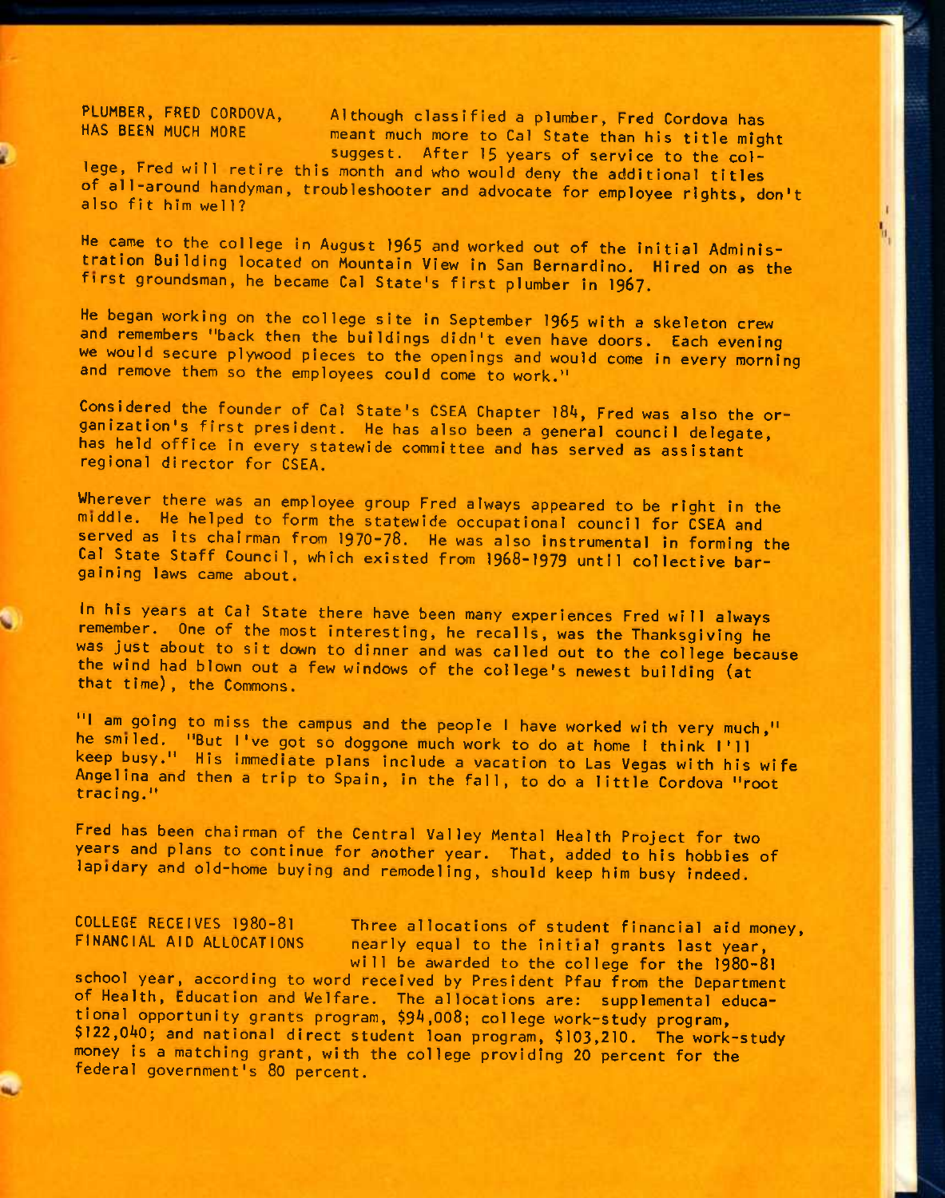**PLUMBER, FRED CORDOVA, HAS BEEN MUCH MORE**

Although classified a plumber, Fred Cordova has meant much more to Cal State than his title might suggest. After 15 years of service to the college, Fred will retire this month and who would deny the additional titles of all-around handyman, troubleshooter and advocate for employee rights, don't also fit him well?

He came to the college in August 1965 and worked out of the initial Administration Building located on Mountain View in San Bernardino. Hired on as the first groundsman, he became Cal State's first plumber in 1967.

He began working on the college site in September 1965 with a skeleton crew and remembers "back then the buildings didn't even have doors. Each evening we would secure plywood pieces to the openings and would come in every morning and remove them so the employees could come to work."

Considered the founder of Cal State's CSEA Chapter 184, Fred was also the organization's first president. He has also been a general council delegate, has held office in every statewide committee and has served as assistant regional director for CSEA.

Wherever there was an employee group Fred always appeared to be right in the middle. He helped to form the statewide occupational council for CSEA and served as its chairman from 1970-78. He was also instrumental in forming the Cal State Staff Council, which existed from 1968-1979 until collective bargaining laws came about.

In his years at Cal State there have been many experiences Fred will always remember. One of the most interesting, he recalls, was the Thanksgiving he was just about to sit down to dinner and was called out to the college because the wind had blown out a few windows of the college's newest building (at that time), the Commons.

"I am going to miss the campus and the people I have worked with very much," he smiled. "But I've got so doggone much work to do at home I think I'll keep busy." His immediate plans include a vacation to Las Vegas with his wife Angelina and then a trip to Spain, in the fall, to do a little Cordova "root tracing."

Fred has been chairman of the Central Valley Mental Health Project for two years and plans to continue for another year. That, added to his hobbies of lapidary and old-home buying and remodeling, should keep him busy indeed.

**COLLEGE RECEIVES 1980-81 FINANCIAL AID ALLOCATIONS**

Three allocations of student financial aid money, nearly equal to the initial grants last year, will be awarded to the college for the 1980-81 school year, according to word received by President Pfau from the Department of Health, Education and Welfare. The allocations are: supplemental educational opportunity grants program, $94,008; college work-study program, $122,040; and national direct student loan program, $103,210. The work-study money is a matching grant, with the college providing 20 percent for the federal government's 80 percent.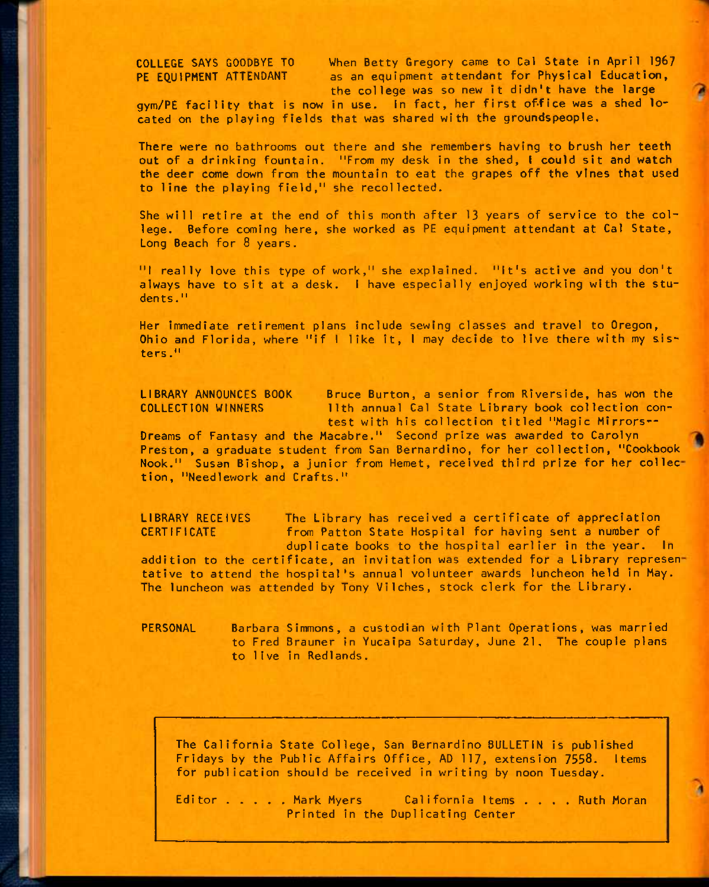**COLLEGE SAYS GOODBYE TO PE EQUIPMENT ATTENDANT**

When Betty Gregory came to Cal State in April 1967 as an equipment attendant for Physical Education, the college was so new it didn't have the large gym/PE facility that is now in use. In fact, her first office was a shed located on the playing fields that was shared with the groundspeople.

There were no bathrooms out there and she remembers having to brush her teeth out of a drinking fountain. "From my desk in the shed, I could sit and watch the deer come down from the mountain to eat the grapes off the vines that used to line the playing field," she recollected.

She will retire at the end of this month after 13 years of service to the college. Before coming here, she worked as PE equipment attendant at Cal State, Long Beach for 8 years.

"I really love this type of work," she explained. "It's active and you don't always have to sit at a desk. I have especially enjoyed working with the students."

Her immediate retirement plans include sewing classes and travel to Oregon, Ohio and Florida, where "if I like it, I may decide to live there with my sisters."

**LIBRARY ANNOUNCES BOOK COLLECTION WINNERS**

Bruce Burton, a senior from Riverside, has won the 11th annual Cal State Library book collection contest with his collection titled "Magic Mirrors--Dreams of Fantasy and the Macabre." Second prize was awarded to Carolyn Preston, a graduate student from San Bernardino, for her collection, "Cookbook Nook." Susan Bishop, a junior from Hemet, received third prize for her collection, "Needlework and Crafts."

**LIBRARY RECEIVES CERTIFICATE**

The Library has received a certificate of appreciation from Patton State Hospital for having sent a number of duplicate books to the hospital earlier in the year. In addition to the certificate, an invitation was extended for a Library representative to attend the hospital's annual volunteer awards luncheon held in May. The luncheon was attended by Tony Vilches, stock clerk for the Library.

**PERSONAL**

Barbara Simmons, a custodian with Plant Operations, was married to Fred Brauner in Yucaipa Saturday, June 21. The couple plans to live in Redlands.

---

The California State College, San Bernardino BULLETIN is published Fridays by the Public Affairs Office, AD 117, extension 7558. Items for publication should be received in writing by noon Tuesday.

Editor . . . . . Mark Myers  California Items . . . . Ruth Moran

Printed in the Duplicating Center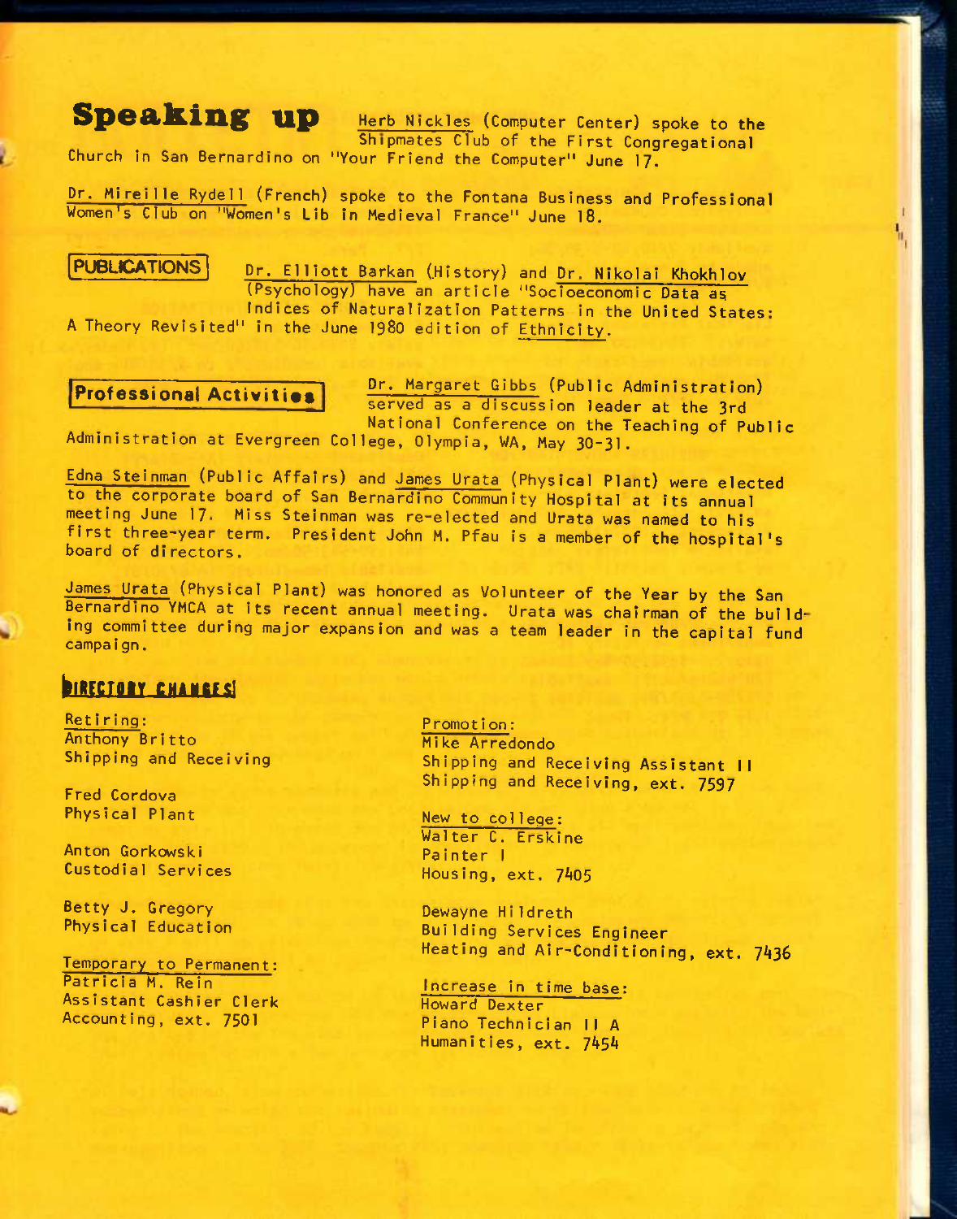## Speaking up

Herb Nickles (Computer Center) spoke to the Shipmates Club of the First Congregational Church in San Bernardino on "Your Friend the Computer" June 17.

Dr. Mireille Rydell (French) spoke to the Fontana Business and Professional Women's Club on "Women's Lib in Medieval France" June 18.

## PUBLICATIONS

Dr. Elliott Barkan (History) and Dr. Nikolai Khokhlov (Psychology) have an article "Socioeconomic Data as Indices of Naturalization Patterns in the United States: A Theory Revisited" in the June 1980 edition of Ethnicity.

## Professional Activities

Dr. Margaret Gibbs (Public Administration) served as a discussion leader at the 3rd National Conference on the Teaching of Public Administration at Evergreen College, Olympia, WA, May 30-31.

Edna Steinman (Public Affairs) and James Urata (Physical Plant) were elected to the corporate board of San Bernardino Community Hospital at its annual meeting June 17. Miss Steinman was re-elected and Urata was named to his first three-year term. President John M. Pfau is a member of the hospital's board of directors.

James Urata (Physical Plant) was honored as Volunteer of the Year by the San Bernardino YMCA at its recent annual meeting. Urata was chairman of the building committee during major expansion and was a team leader in the capital fund campaign.

## DIRECTORY CHANGES

Retiring:
Anthony Britto
Shipping and Receiving

Fred Cordova
Physical Plant

Anton Gorkowski
Custodial Services

Betty J. Gregory
Physical Education

Temporary to Permanent:
Patricia M. Rein
Assistant Cashier Clerk
Accounting, ext. 7501

Promotion:
Mike Arredondo
Shipping and Receiving Assistant II
Shipping and Receiving, ext. 7597

New to college:
Walter C. Erskine
Painter I
Housing, ext. 7405

Dewayne Hildreth
Building Services Engineer
Heating and Air-Conditioning, ext. 7436

Increase in time base:
Howard Dexter
Piano Technician II A
Humanities, ext. 7454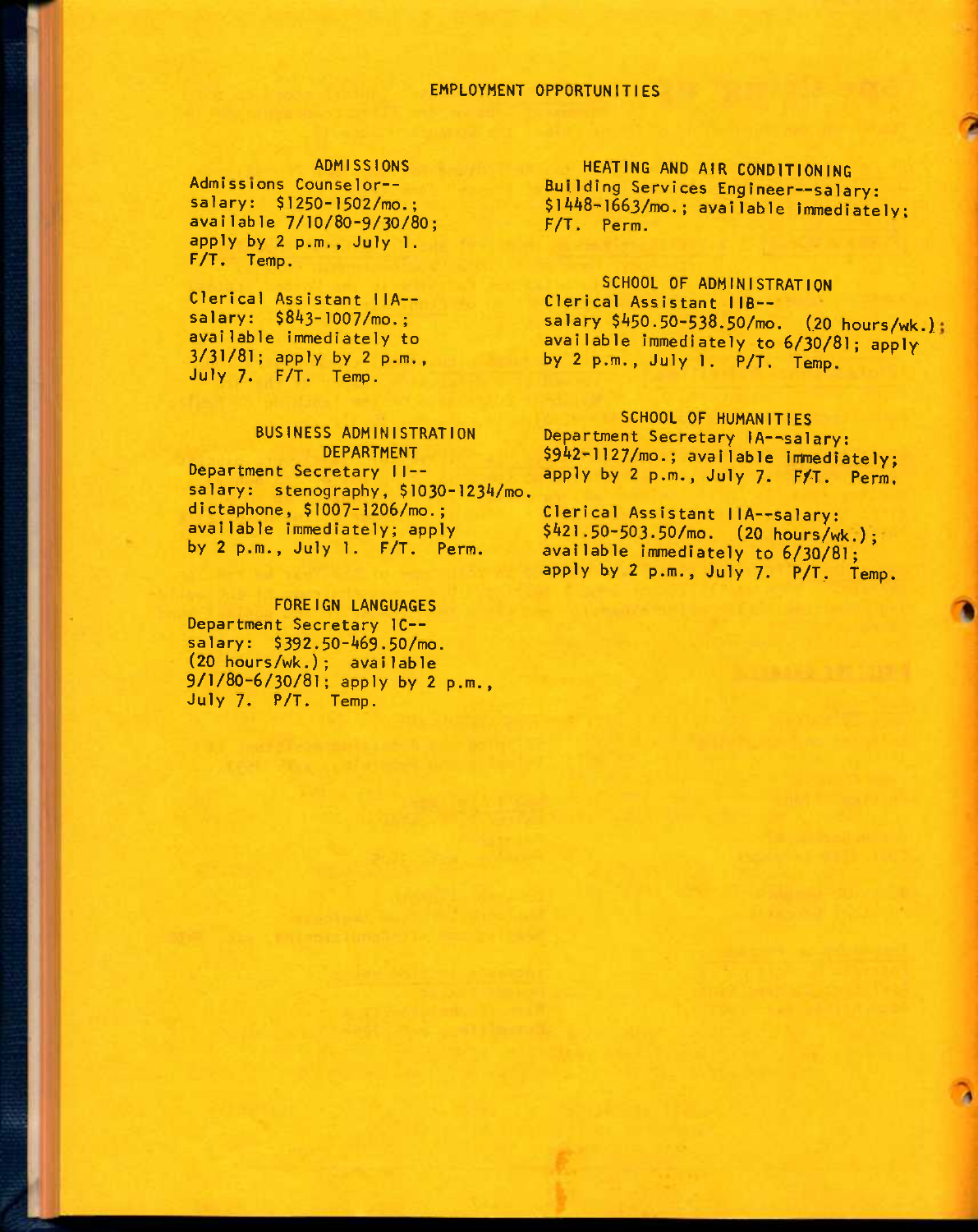# EMPLOYMENT OPPORTUNITIES

## ADMISSIONS

Admissions Counselor--salary: $1250-1502/mo.; available 7/10/80-9/30/80; apply by 2 p.m., July 1. F/T. Temp.

Clerical Assistant IIA--salary: $843-1007/mo.; available immediately to 3/31/81; apply by 2 p.m., July 7. F/T. Temp.

## BUSINESS ADMINISTRATION DEPARTMENT

Department Secretary II--salary: stenography, $1030-1234/mo. dictaphone, $1007-1206/mo.; available immediately; apply by 2 p.m., July 1. F/T. Perm.

## FOREIGN LANGUAGES

Department Secretary IC--salary: $392.50-469.50/mo. (20 hours/wk.); available 9/1/80-6/30/81; apply by 2 p.m., July 7. P/T. Temp.

## HEATING AND AIR CONDITIONING

Building Services Engineer--salary: $1448-1663/mo.; available immediately; F/T. Perm.

## SCHOOL OF ADMINISTRATION

Clerical Assistant IIB--salary $450.50-538.50/mo. (20 hours/wk.); available immediately to 6/30/81; apply by 2 p.m., July 1. P/T. Temp.

## SCHOOL OF HUMANITIES

Department Secretary IA--salary: $942-1127/mo.; available immediately; apply by 2 p.m., July 7. F/T. Perm.

Clerical Assistant IIA--salary: $421.50-503.50/mo. (20 hours/wk.); available immediately to 6/30/81; apply by 2 p.m., July 7. P/T. Temp.